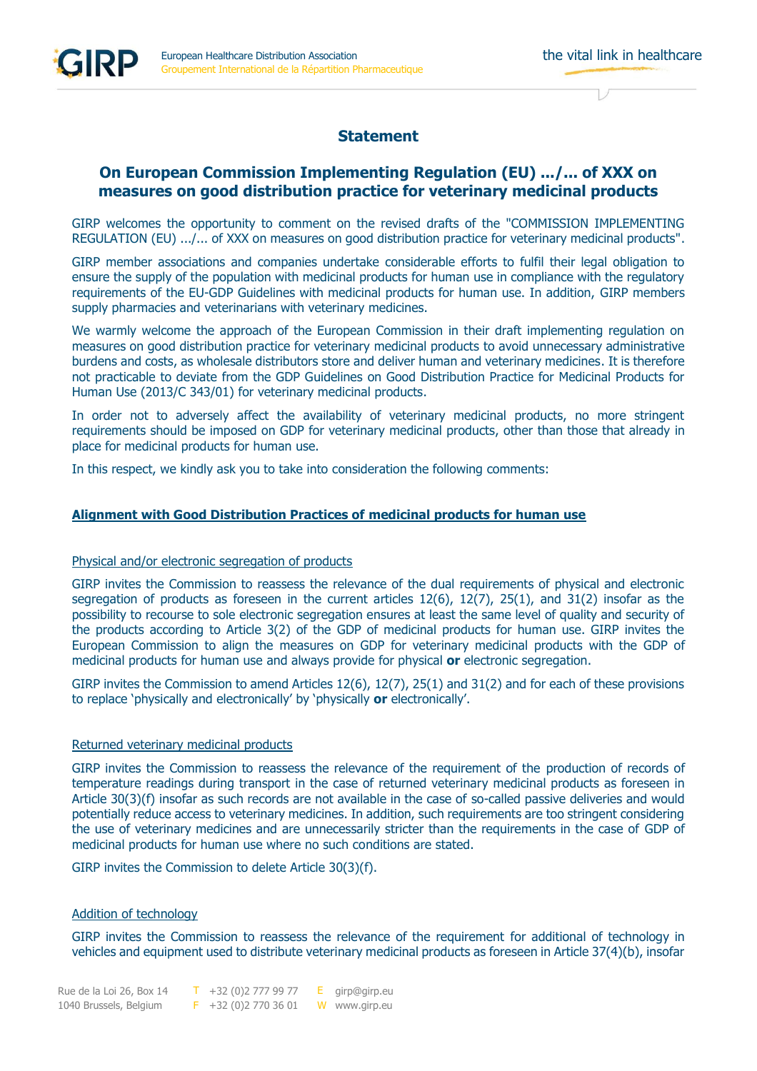# Statement

## On European Commission Implementing Regulation (EU) .../... of XXX on measures on good distribution practice for veterinary medicinal products

GIRP welcomes the opportunity to comment on the revised drafts of the "COMMISSION IMPLEMENTING REGULATION (EU) .../... of XXX on measures on good distribution practice for veterinary medicinal products".

GIRP member associations and companies undertake considerable efforts to fulfil their legal obligation to ensure the supply of the population with medicinal products for human use in compliance with the regulatory requirements of the EU-GDP Guidelines with medicinal products for human use. In addition, GIRP members supply pharmacies and veterinarians with veterinary medicines.

We warmly welcome the approach of the European Commission in their draft implementing regulation on measures on good distribution practice for veterinary medicinal products to avoid unnecessary administrative burdens and costs, as wholesale distributors store and deliver human and veterinary medicines. It is therefore not practicable to deviate from the GDP Guidelines on Good Distribution Practice for Medicinal Products for Human Use (2013/C 343/01) for veterinary medicinal products.

In order not to adversely affect the availability of veterinary medicinal products, no more stringent requirements should be imposed on GDP for veterinary medicinal products, other than those that already in place for medicinal products for human use.

In this respect, we kindly ask you to take into consideration the following comments:

### Alignment with Good Distribution Practices of medicinal products for human use

#### Physical and/or electronic segregation of products

GIRP invites the Commission to reassess the relevance of the dual requirements of physical and electronic segregation of products as foreseen in the current articles 12(6), 12(7), 25(1), and 31(2) insofar as the possibility to recourse to sole electronic segregation ensures at least the same level of quality and security of the products according to Article 3(2) of the GDP of medicinal products for human use. GIRP invites the European Commission to align the measures on GDP for veterinary medicinal products with the GDP of medicinal products for human use and always provide for physical **or** electronic segregation.

GIRP invites the Commission to amend Articles 12(6), 12(7), 25(1) and 31(2) and for each of these provisions to replace 'physically and electronically' by 'physically **or** electronically'.

#### Returned veterinary medicinal products

GIRP invites the Commission to reassess the relevance of the requirement of the production of records of temperature readings during transport in the case of returned veterinary medicinal products as foreseen in Article 30(3)(f) insofar as such records are not available in the case of so-called passive deliveries and would potentially reduce access to veterinary medicines. In addition, such requirements are too stringent considering the use of veterinary medicines and are unnecessarily stricter than the requirements in the case of GDP of medicinal products for human use where no such conditions are stated.

GIRP invites the Commission to delete Article 30(3)(f).

#### Addition of technology

GIRP invites the Commission to reassess the relevance of the requirement for additional of technology in vehicles and equipment used to distribute veterinary medicinal products as foreseen in Article 37(4)(b), insofar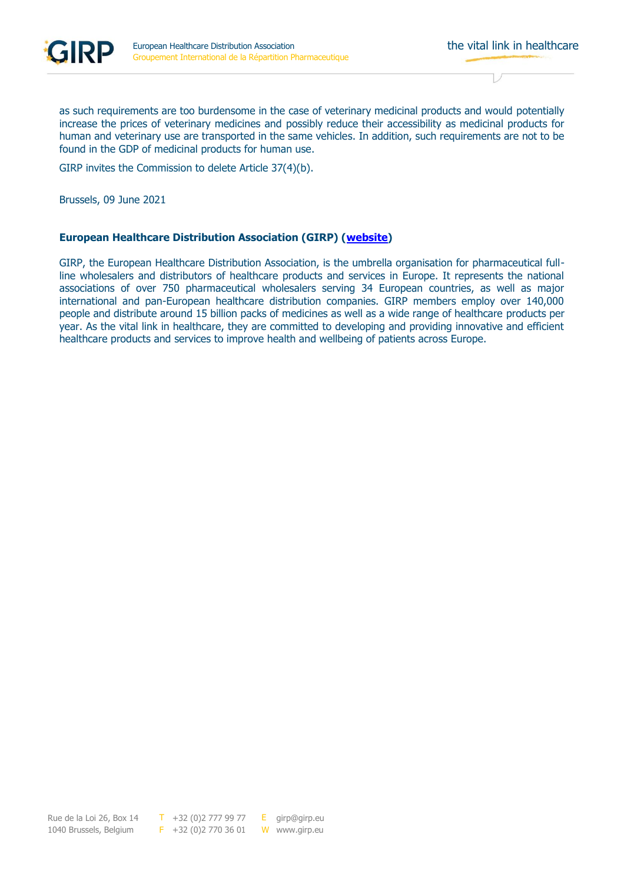as such requirements are too burdensome in the case of veterinary medicinal products and would potentially increase the prices of veterinary medicines and possibly reduce their accessibility as medicinal products for human and veterinary use are transported in the same vehicles. In addition, such requirements are not to be found in the GDP of medicinal products for human use.

GIRP invites the Commission to delete Article 37(4)(b).

Brussels, 09 June 2021

**European Healthcare Distribution Association (GIRP) (website)**

GIRP, the European Healthcare Distribution Association, is the umbrella organisation for pharmaceutical full-line wholesalers and distributors of healthcare products and services in Europe. It represents the national associations of over 750 pharmaceutical wholesalers serving 34 European countries, as well as major international and pan-European healthcare distribution companies. GIRP members employ over 140,000 people and distribute around 15 billion packs of medicines as well as a wide range of healthcare products per year. As the vital link in healthcare, they are committed to developing and providing innovative and efficient healthcare products and services to improve health and wellbeing of patients across Europe.